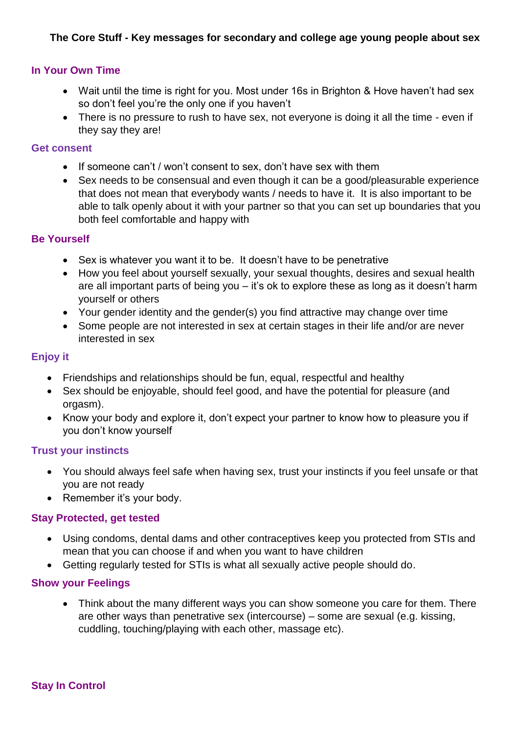# The Core Stuff - Key messages for secondary and college age young people about sex

## In Your Own Time

- Wait until the time is right for you. Most under 16s in Brighton & Hove haven't had sex so don't feel you're the only one if you haven't
- There is no pressure to rush to have sex, not everyone is doing it all the time - even if they say they are!

## Get consent

- If someone can't / won't consent to sex, don't have sex with them
- Sex needs to be consensual and even though it can be a good/pleasurable experience that does not mean that everybody wants / needs to have it. It is also important to be able to talk openly about it with your partner so that you can set up boundaries that you both feel comfortable and happy with

## Be Yourself

- Sex is whatever you want it to be. It doesn't have to be penetrative
- How you feel about yourself sexually, your sexual thoughts, desires and sexual health are all important parts of being you – it's ok to explore these as long as it doesn't harm yourself or others
- Your gender identity and the gender(s) you find attractive may change over time
- Some people are not interested in sex at certain stages in their life and/or are never interested in sex

## Enjoy it

- Friendships and relationships should be fun, equal, respectful and healthy
- Sex should be enjoyable, should feel good, and have the potential for pleasure (and orgasm).
- Know your body and explore it, don't expect your partner to know how to pleasure you if you don't know yourself

## Trust your instincts

- You should always feel safe when having sex, trust your instincts if you feel unsafe or that you are not ready
- Remember it's your body.

## Stay Protected, get tested

- Using condoms, dental dams and other contraceptives keep you protected from STIs and mean that you can choose if and when you want to have children
- Getting regularly tested for STIs is what all sexually active people should do.

## Show your Feelings

- Think about the many different ways you can show someone you care for them. There are other ways than penetrative sex (intercourse) – some are sexual (e.g. kissing, cuddling, touching/playing with each other, massage etc).

## Stay In Control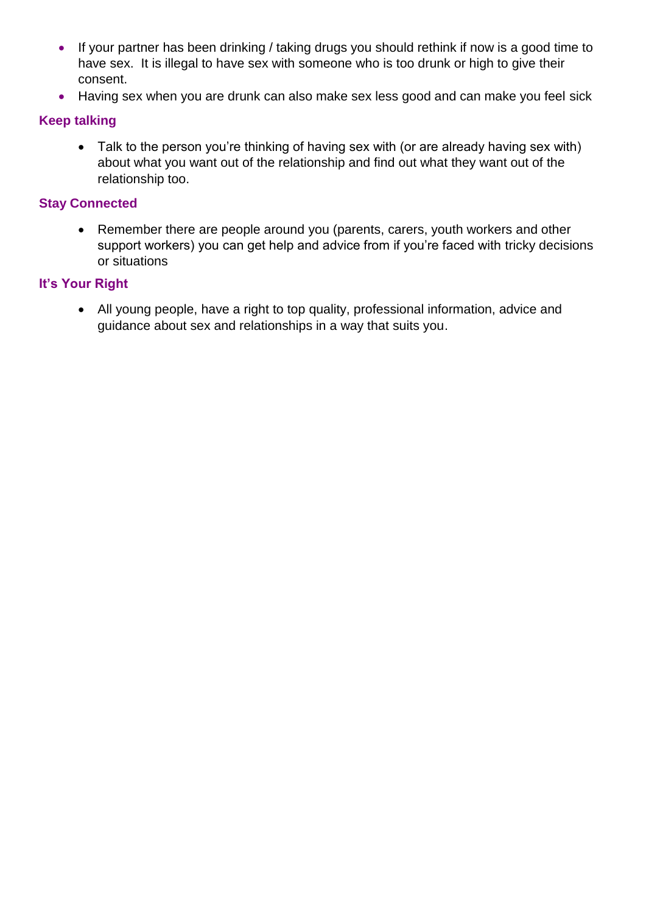- If your partner has been drinking / taking drugs you should rethink if now is a good time to have sex. It is illegal to have sex with someone who is too drunk or high to give their consent.
- Having sex when you are drunk can also make sex less good and can make you feel sick

### Keep talking

- Talk to the person you're thinking of having sex with (or are already having sex with) about what you want out of the relationship and find out what they want out of the relationship too.

### Stay Connected

- Remember there are people around you (parents, carers, youth workers and other support workers) you can get help and advice from if you're faced with tricky decisions or situations

### It's Your Right

- All young people, have a right to top quality, professional information, advice and guidance about sex and relationships in a way that suits you.